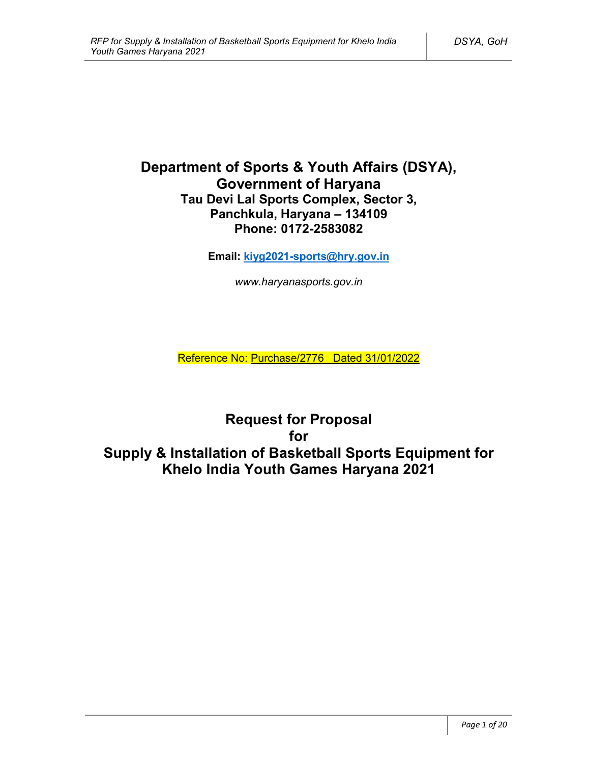# Department of Sports & Youth Affairs (DSYA), Government of Haryana

**Tau Devi Lal Sports Complex, Sector 3,**
**Panchkula, Haryana – 134109**
**Phone: 0172-2583082**

**Email: kiyg2021-sports@hry.gov.in**

*www.haryanasports.gov.in*

Reference No: Purchase/2776 Dated 31/01/2022

# Request for Proposal for Supply & Installation of Basketball Sports Equipment for Khelo India Youth Games Haryana 2021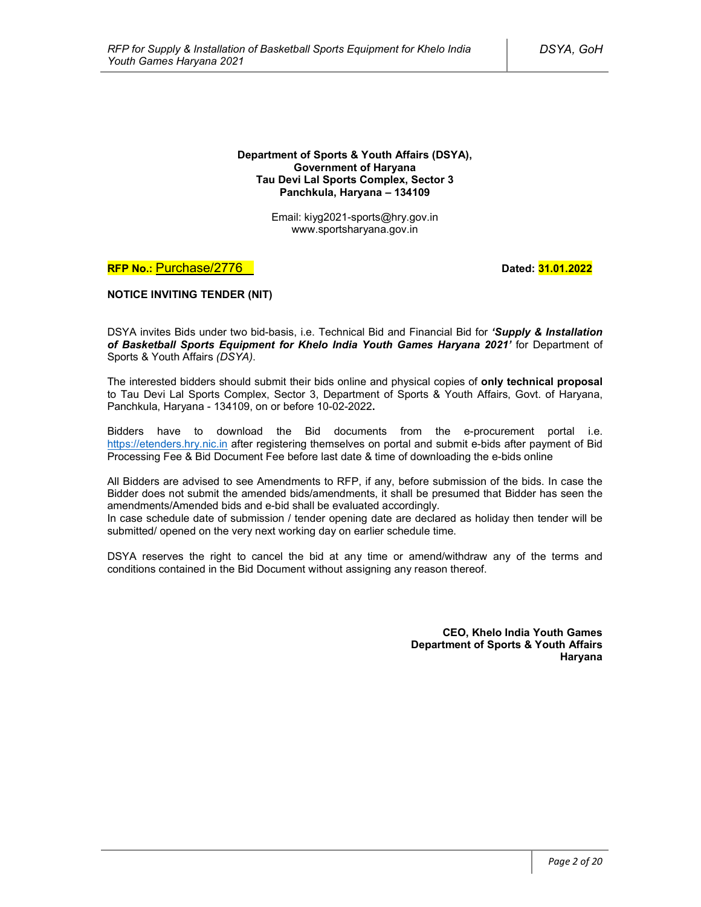**Department of Sports & Youth Affairs (DSYA),**
**Government of Haryana**
**Tau Devi Lal Sports Complex, Sector 3**
**Panchkula, Haryana – 134109**

Email: kiyg2021-sports@hry.gov.in
www.sportsharyana.gov.in

**RFP No.:** Purchase/2776 **Dated: 31.01.2022**

**NOTICE INVITING TENDER (NIT)**

DSYA invites Bids under two bid-basis, i.e. Technical Bid and Financial Bid for ***'Supply & Installation of Basketball Sports Equipment for Khelo India Youth Games Haryana 2021'*** for Department of Sports & Youth Affairs *(DSYA)*.

The interested bidders should submit their bids online and physical copies of **only technical proposal** to Tau Devi Lal Sports Complex, Sector 3, Department of Sports & Youth Affairs, Govt. of Haryana, Panchkula, Haryana - 134109, on or before 10-02-2022**.**

Bidders have to download the Bid documents from the e-procurement portal i.e. https://etenders.hry.nic.in after registering themselves on portal and submit e-bids after payment of Bid Processing Fee & Bid Document Fee before last date & time of downloading the e-bids online

All Bidders are advised to see Amendments to RFP, if any, before submission of the bids. In case the Bidder does not submit the amended bids/amendments, it shall be presumed that Bidder has seen the amendments/Amended bids and e-bid shall be evaluated accordingly.
In case schedule date of submission / tender opening date are declared as holiday then tender will be submitted/ opened on the very next working day on earlier schedule time.

DSYA reserves the right to cancel the bid at any time or amend/withdraw any of the terms and conditions contained in the Bid Document without assigning any reason thereof.

**CEO, Khelo India Youth Games**
**Department of Sports & Youth Affairs**
**Haryana**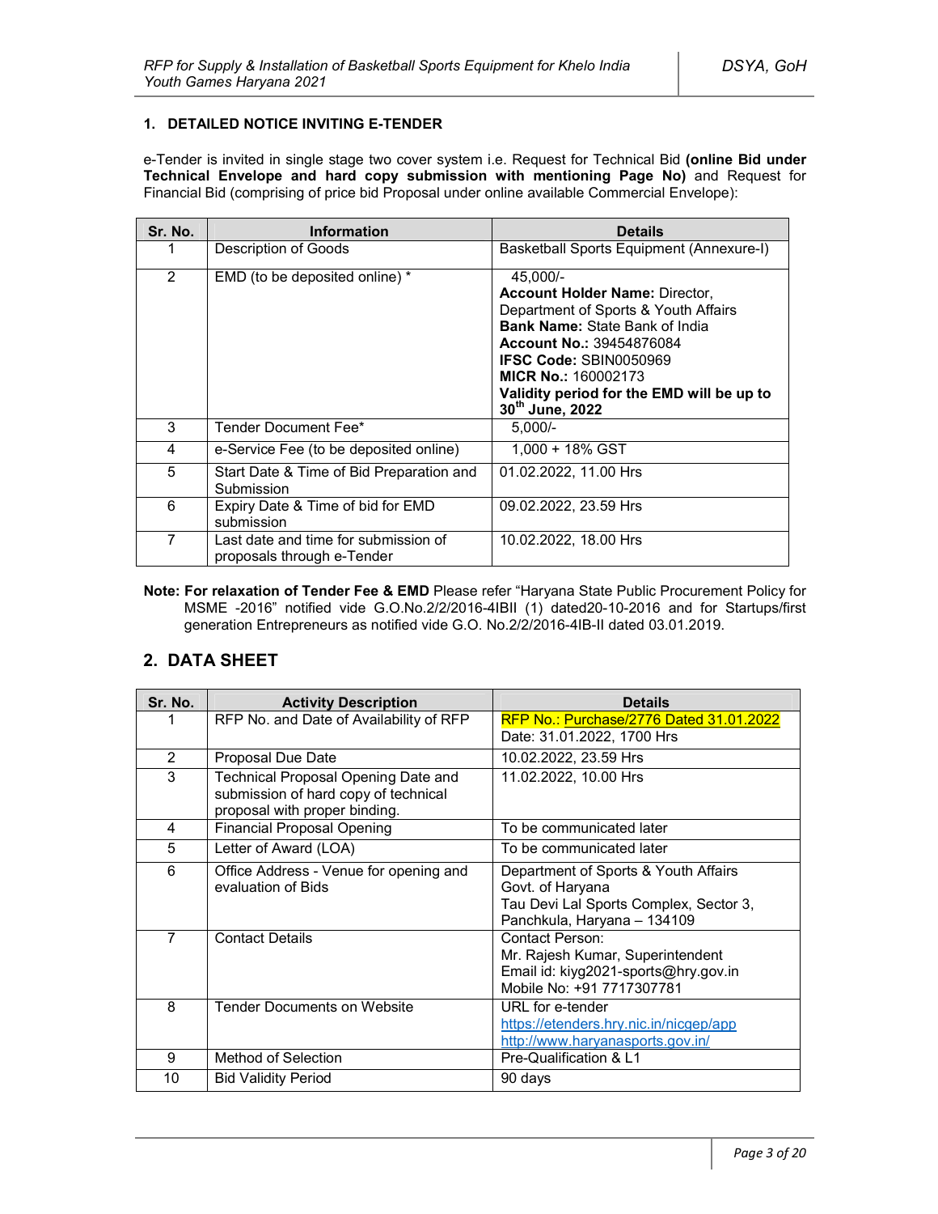### 1. DETAILED NOTICE INVITING E-TENDER

e-Tender is invited in single stage two cover system i.e. Request for Technical Bid **(online Bid under Technical Envelope and hard copy submission with mentioning Page No)** and Request for Financial Bid (comprising of price bid Proposal under online available Commercial Envelope):

| Sr. No. | Information | Details |
|---|---|---|
| 1 | Description of Goods | Basketball Sports Equipment (Annexure-I) |
| 2 | EMD (to be deposited online) * | 45,000/-<br>**Account Holder Name:** Director, Department of Sports & Youth Affairs<br>**Bank Name:** State Bank of India<br>**Account No.:** 39454876084<br>**IFSC Code:** SBIN0050969<br>**MICR No.:** 160002173<br>**Validity period for the EMD will be up to 30th June, 2022** |
| 3 | Tender Document Fee* | 5,000/- |
| 4 | e-Service Fee (to be deposited online) | 1,000 + 18% GST |
| 5 | Start Date & Time of Bid Preparation and Submission | 01.02.2022, 11.00 Hrs |
| 6 | Expiry Date & Time of bid for EMD submission | 09.02.2022, 23.59 Hrs |
| 7 | Last date and time for submission of proposals through e-Tender | 10.02.2022, 18.00 Hrs |

**Note: For relaxation of Tender Fee & EMD** Please refer "Haryana State Public Procurement Policy for MSME -2016" notified vide G.O.No.2/2/2016-4IBII (1) dated20-10-2016 and for Startups/first generation Entrepreneurs as notified vide G.O. No.2/2/2016-4IB-II dated 03.01.2019.

## 2. DATA SHEET

| Sr. No. | Activity Description | Details |
|---|---|---|
| 1 | RFP No. and Date of Availability of RFP | RFP No.: Purchase/2776 Dated 31.01.2022<br>Date: 31.01.2022, 1700 Hrs |
| 2 | Proposal Due Date | 10.02.2022, 23.59 Hrs |
| 3 | Technical Proposal Opening Date and submission of hard copy of technical proposal with proper binding. | 11.02.2022, 10.00 Hrs |
| 4 | Financial Proposal Opening | To be communicated later |
| 5 | Letter of Award (LOA) | To be communicated later |
| 6 | Office Address - Venue for opening and evaluation of Bids | Department of Sports & Youth Affairs Govt. of Haryana<br>Tau Devi Lal Sports Complex, Sector 3, Panchkula, Haryana – 134109 |
| 7 | Contact Details | Contact Person:<br>Mr. Rajesh Kumar, Superintendent<br>Email id: kiyg2021-sports@hry.gov.in<br>Mobile No: +91 7717307781 |
| 8 | Tender Documents on Website | URL for e-tender<br>https://etenders.hry.nic.in/nicgep/app<br>http://www.haryanasports.gov.in/ |
| 9 | Method of Selection | Pre-Qualification & L1 |
| 10 | Bid Validity Period | 90 days |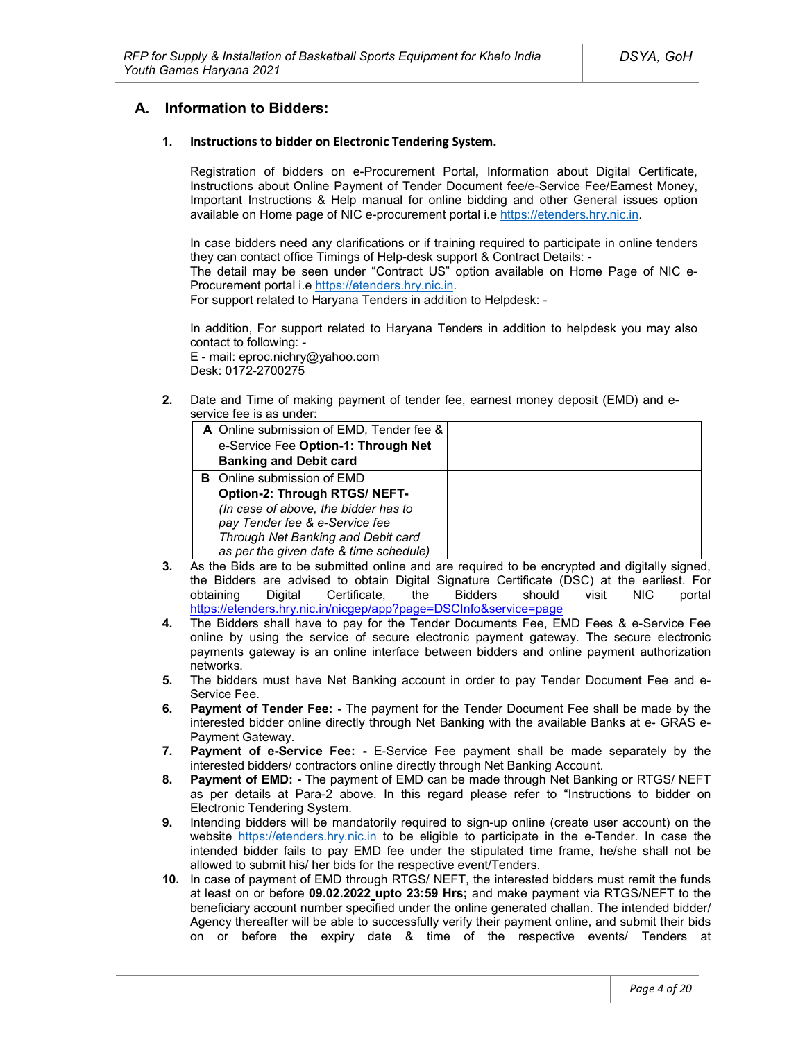## A. Information to Bidders:

**1. Instructions to bidder on Electronic Tendering System.**

Registration of bidders on e-Procurement Portal**,** Information about Digital Certificate, Instructions about Online Payment of Tender Document fee/e-Service Fee/Earnest Money, Important Instructions & Help manual for online bidding and other General issues option available on Home page of NIC e-procurement portal i.e https://etenders.hry.nic.in.

In case bidders need any clarifications or if training required to participate in online tenders they can contact office Timings of Help-desk support & Contract Details: -
The detail may be seen under "Contract US" option available on Home Page of NIC e-Procurement portal i.e https://etenders.hry.nic.in.
For support related to Haryana Tenders in addition to Helpdesk: -

In addition, For support related to Haryana Tenders in addition to helpdesk you may also contact to following: -
E - mail: eproc.nichry@yahoo.com
Desk: 0172-2700275

**2.** Date and Time of making payment of tender fee, earnest money deposit (EMD) and e-service fee is as under:

| | | |
|---|---|---|
| **A** | Online submission of EMD, Tender fee & e-Service Fee **Option-1: Through Net Banking and Debit card** | |
| **B** | Online submission of EMD **Option-2: Through RTGS/ NEFT-** *(In case of above, the bidder has to pay Tender fee & e-Service fee Through Net Banking and Debit card as per the given date & time schedule)* | |

**3.** As the Bids are to be submitted online and are required to be encrypted and digitally signed, the Bidders are advised to obtain Digital Signature Certificate (DSC) at the earliest. For obtaining Digital Certificate, the Bidders should visit NIC portal https://etenders.hry.nic.in/nicgep/app?page=DSCInfo&service=page

**4.** The Bidders shall have to pay for the Tender Documents Fee, EMD Fees & e-Service Fee online by using the service of secure electronic payment gateway. The secure electronic payments gateway is an online interface between bidders and online payment authorization networks.

**5.** The bidders must have Net Banking account in order to pay Tender Document Fee and e-Service Fee.

**6.** **Payment of Tender Fee: -** The payment for the Tender Document Fee shall be made by the interested bidder online directly through Net Banking with the available Banks at e- GRAS e-Payment Gateway.

**7.** **Payment of e-Service Fee: -** E-Service Fee payment shall be made separately by the interested bidders/ contractors online directly through Net Banking Account.

**8.** **Payment of EMD: -** The payment of EMD can be made through Net Banking or RTGS/ NEFT as per details at Para-2 above. In this regard please refer to "Instructions to bidder on Electronic Tendering System.

**9.** Intending bidders will be mandatorily required to sign-up online (create user account) on the website https://etenders.hry.nic.in to be eligible to participate in the e-Tender. In case the intended bidder fails to pay EMD fee under the stipulated time frame, he/she shall not be allowed to submit his/ her bids for the respective event/Tenders.

**10.** In case of payment of EMD through RTGS/ NEFT, the interested bidders must remit the funds at least on or before **09.02.2022 upto 23:59 Hrs;** and make payment via RTGS/NEFT to the beneficiary account number specified under the online generated challan. The intended bidder/ Agency thereafter will be able to successfully verify their payment online, and submit their bids on or before the expiry date & time of the respective events/ Tenders at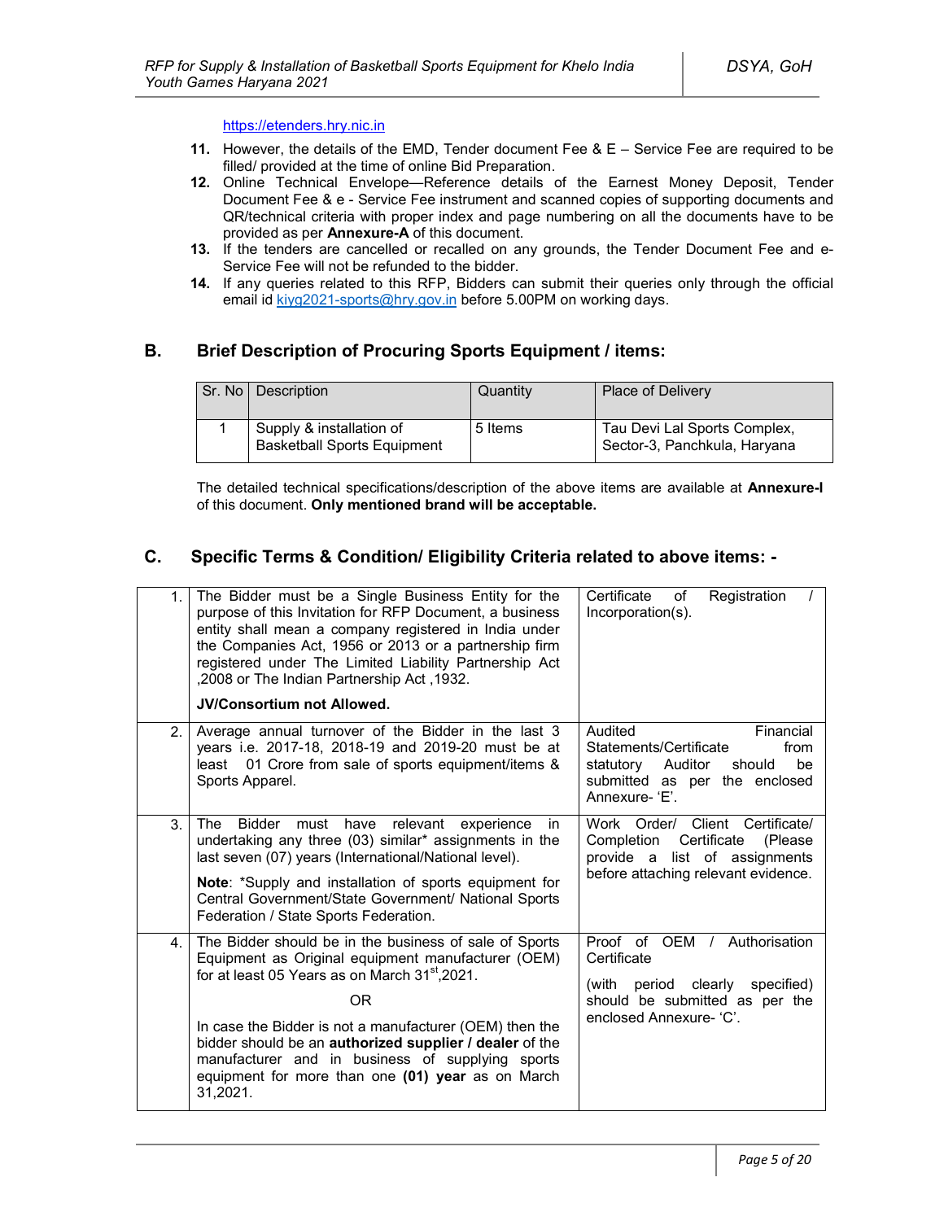https://etenders.hry.nic.in

11. However, the details of the EMD, Tender document Fee & E – Service Fee are required to be filled/ provided at the time of online Bid Preparation.
12. Online Technical Envelope—Reference details of the Earnest Money Deposit, Tender Document Fee & e - Service Fee instrument and scanned copies of supporting documents and QR/technical criteria with proper index and page numbering on all the documents have to be provided as per **Annexure-A** of this document.
13. If the tenders are cancelled or recalled on any grounds, the Tender Document Fee and e-Service Fee will not be refunded to the bidder.
14. If any queries related to this RFP, Bidders can submit their queries only through the official email id kiyg2021-sports@hry.gov.in before 5.00PM on working days.

## B. Brief Description of Procuring Sports Equipment / items:

| Sr. No | Description | Quantity | Place of Delivery |
|---|---|---|---|
| 1 | Supply & installation of Basketball Sports Equipment | 5 Items | Tau Devi Lal Sports Complex, Sector-3, Panchkula, Haryana |

The detailed technical specifications/description of the above items are available at **Annexure-I** of this document. **Only mentioned brand will be acceptable.**

## C. Specific Terms & Condition/ Eligibility Criteria related to above items: -

| | | |
|---|---|---|
| 1. | The Bidder must be a Single Business Entity for the purpose of this Invitation for RFP Document, a business entity shall mean a company registered in India under the Companies Act, 1956 or 2013 or a partnership firm registered under The Limited Liability Partnership Act ,2008 or The Indian Partnership Act ,1932.<br><br>**JV/Consortium not Allowed.** | Certificate of Registration / Incorporation(s). |
| 2. | Average annual turnover of the Bidder in the last 3 years i.e. 2017-18, 2018-19 and 2019-20 must be at least 01 Crore from sale of sports equipment/items & Sports Apparel. | Audited Financial Statements/Certificate from statutory Auditor should be submitted as per the enclosed Annexure- 'E'. |
| 3. | The Bidder must have relevant experience in undertaking any three (03) similar* assignments in the last seven (07) years (International/National level).<br><br>**Note**: *Supply and installation of sports equipment for Central Government/State Government/ National Sports Federation / State Sports Federation. | Work Order/ Client Certificate/ Completion Certificate (Please provide a list of assignments before attaching relevant evidence. |
| 4. | The Bidder should be in the business of sale of Sports Equipment as Original equipment manufacturer (OEM) for at least 05 Years as on March 31st,2021.<br><br>OR<br><br>In case the Bidder is not a manufacturer (OEM) then the bidder should be an **authorized supplier / dealer** of the manufacturer and in business of supplying sports equipment for more than one **(01) year** as on March 31,2021. | Proof of OEM / Authorisation Certificate<br><br>(with period clearly specified) should be submitted as per the enclosed Annexure- 'C'. |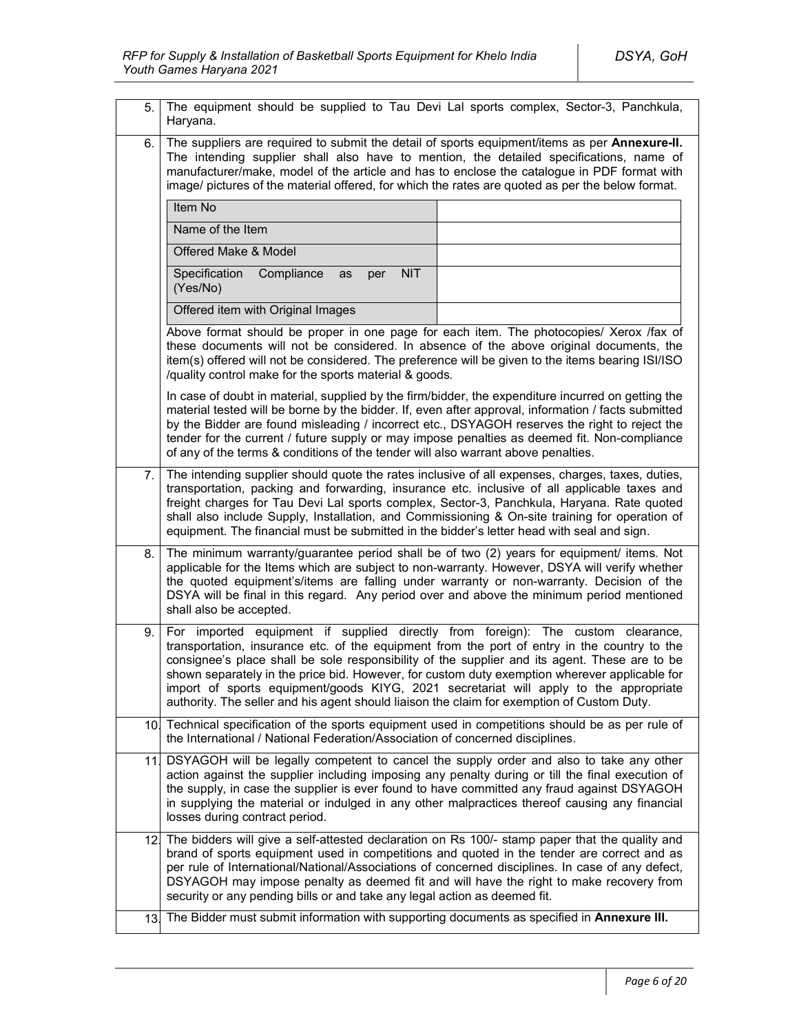| | |
|---|---|
| 5. | The equipment should be supplied to Tau Devi Lal sports complex, Sector-3, Panchkula, Haryana. |
| 6. | The suppliers are required to submit the detail of sports equipment/items as per **Annexure-II.** The intending supplier shall also have to mention, the detailed specifications, name of manufacturer/make, model of the article and has to enclose the catalogue in PDF format with image/ pictures of the material offered, for which the rates are quoted as per the below format.<br><br>Item No:<br>Name of the Item:<br>Offered Make & Model:<br>Specification Compliance as per NIT (Yes/No):<br>Offered item with Original Images:<br><br>Above format should be proper in one page for each item. The photocopies/ Xerox /fax of these documents will not be considered. In absence of the above original documents, the item(s) offered will not be considered. The preference will be given to the items bearing ISI/ISO /quality control make for the sports material & goods.<br><br>In case of doubt in material, supplied by the firm/bidder, the expenditure incurred on getting the material tested will be borne by the bidder. If, even after approval, information / facts submitted by the Bidder are found misleading / incorrect etc., DSYAGOH reserves the right to reject the tender for the current / future supply or may impose penalties as deemed fit. Non-compliance of any of the terms & conditions of the tender will also warrant above penalties. |
| 7. | The intending supplier should quote the rates inclusive of all expenses, charges, taxes, duties, transportation, packing and forwarding, insurance etc. inclusive of all applicable taxes and freight charges for Tau Devi Lal sports complex, Sector-3, Panchkula, Haryana. Rate quoted shall also include Supply, Installation, and Commissioning & On-site training for operation of equipment. The financial must be submitted in the bidder's letter head with seal and sign. |
| 8. | The minimum warranty/guarantee period shall be of two (2) years for equipment/ items. Not applicable for the Items which are subject to non-warranty. However, DSYA will verify whether the quoted equipment's/items are falling under warranty or non-warranty. Decision of the DSYA will be final in this regard. Any period over and above the minimum period mentioned shall also be accepted. |
| 9. | For imported equipment if supplied directly from foreign): The custom clearance, transportation, insurance etc. of the equipment from the port of entry in the country to the consignee's place shall be sole responsibility of the supplier and its agent. These are to be shown separately in the price bid. However, for custom duty exemption wherever applicable for import of sports equipment/goods KIYG, 2021 secretariat will apply to the appropriate authority. The seller and his agent should liaison the claim for exemption of Custom Duty. |
| 10. | Technical specification of the sports equipment used in competitions should be as per rule of the International / National Federation/Association of concerned disciplines. |
| 11. | DSYAGOH will be legally competent to cancel the supply order and also to take any other action against the supplier including imposing any penalty during or till the final execution of the supply, in case the supplier is ever found to have committed any fraud against DSYAGOH in supplying the material or indulged in any other malpractices thereof causing any financial losses during contract period. |
| 12. | The bidders will give a self-attested declaration on Rs 100/- stamp paper that the quality and brand of sports equipment used in competitions and quoted in the tender are correct and as per rule of International/National/Associations of concerned disciplines. In case of any defect, DSYAGOH may impose penalty as deemed fit and will have the right to make recovery from security or any pending bills or and take any legal action as deemed fit. |
| 13. | The Bidder must submit information with supporting documents as specified in **Annexure III.** |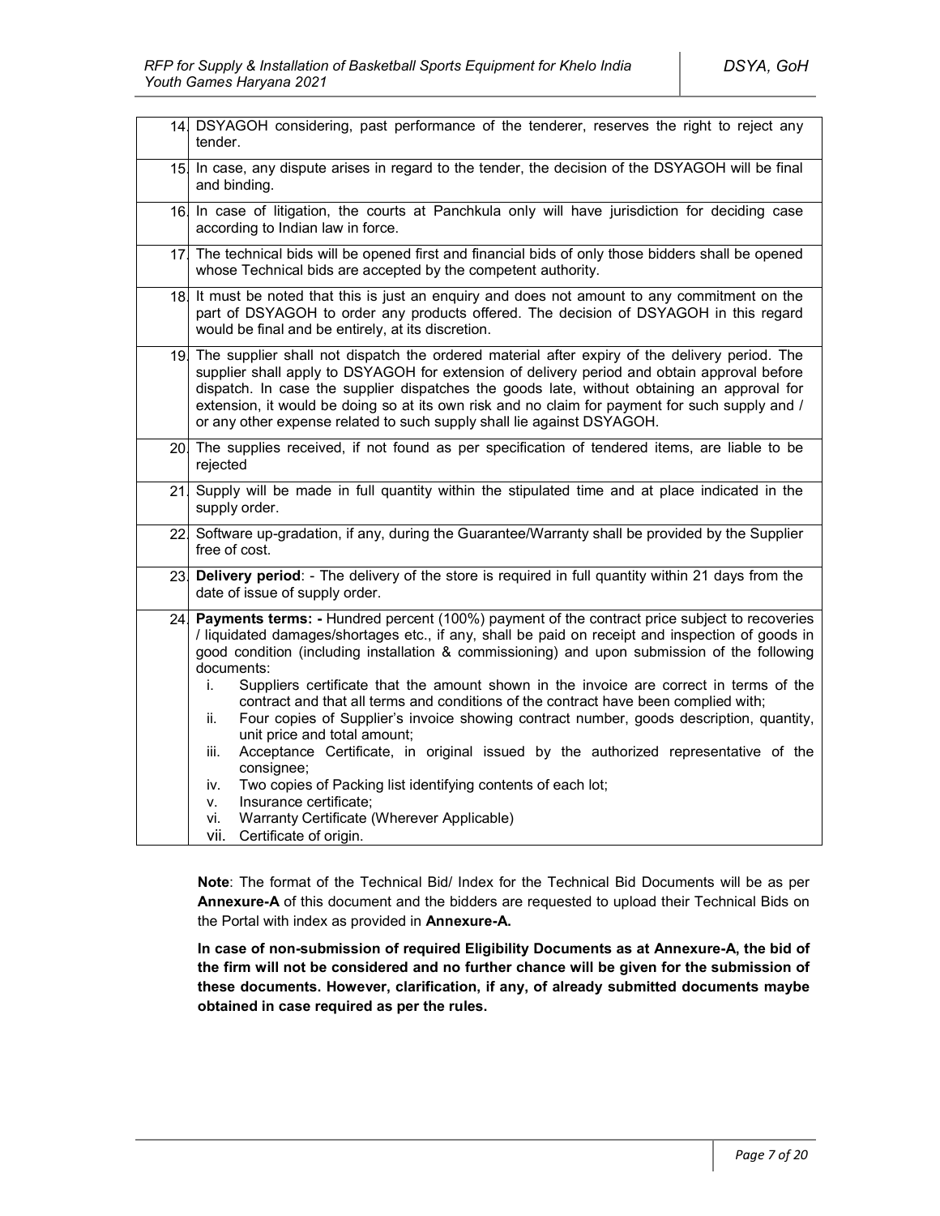| | |
|---|---|
| 14. | DSYAGOH considering, past performance of the tenderer, reserves the right to reject any tender. |
| 15. | In case, any dispute arises in regard to the tender, the decision of the DSYAGOH will be final and binding. |
| 16. | In case of litigation, the courts at Panchkula only will have jurisdiction for deciding case according to Indian law in force. |
| 17. | The technical bids will be opened first and financial bids of only those bidders shall be opened whose Technical bids are accepted by the competent authority. |
| 18. | It must be noted that this is just an enquiry and does not amount to any commitment on the part of DSYAGOH to order any products offered. The decision of DSYAGOH in this regard would be final and be entirely, at its discretion. |
| 19. | The supplier shall not dispatch the ordered material after expiry of the delivery period. The supplier shall apply to DSYAGOH for extension of delivery period and obtain approval before dispatch. In case the supplier dispatches the goods late, without obtaining an approval for extension, it would be doing so at its own risk and no claim for payment for such supply and / or any other expense related to such supply shall lie against DSYAGOH. |
| 20. | The supplies received, if not found as per specification of tendered items, are liable to be rejected |
| 21. | Supply will be made in full quantity within the stipulated time and at place indicated in the supply order. |
| 22. | Software up-gradation, if any, during the Guarantee/Warranty shall be provided by the Supplier free of cost. |
| 23. | **Delivery period**: - The delivery of the store is required in full quantity within 21 days from the date of issue of supply order. |
| 24. | **Payments terms: -** Hundred percent (100%) payment of the contract price subject to recoveries / liquidated damages/shortages etc., if any, shall be paid on receipt and inspection of goods in good condition (including installation & commissioning) and upon submission of the following documents:<br>i. Suppliers certificate that the amount shown in the invoice are correct in terms of the contract and that all terms and conditions of the contract have been complied with;<br>ii. Four copies of Supplier's invoice showing contract number, goods description, quantity, unit price and total amount;<br>iii. Acceptance Certificate, in original issued by the authorized representative of the consignee;<br>iv. Two copies of Packing list identifying contents of each lot;<br>v. Insurance certificate;<br>vi. Warranty Certificate (Wherever Applicable)<br>vii. Certificate of origin. |

**Note**: The format of the Technical Bid/ Index for the Technical Bid Documents will be as per **Annexure-A** of this document and the bidders are requested to upload their Technical Bids on the Portal with index as provided in **Annexure-A.**

**In case of non-submission of required Eligibility Documents as at Annexure-A, the bid of the firm will not be considered and no further chance will be given for the submission of these documents. However, clarification, if any, of already submitted documents maybe obtained in case required as per the rules.**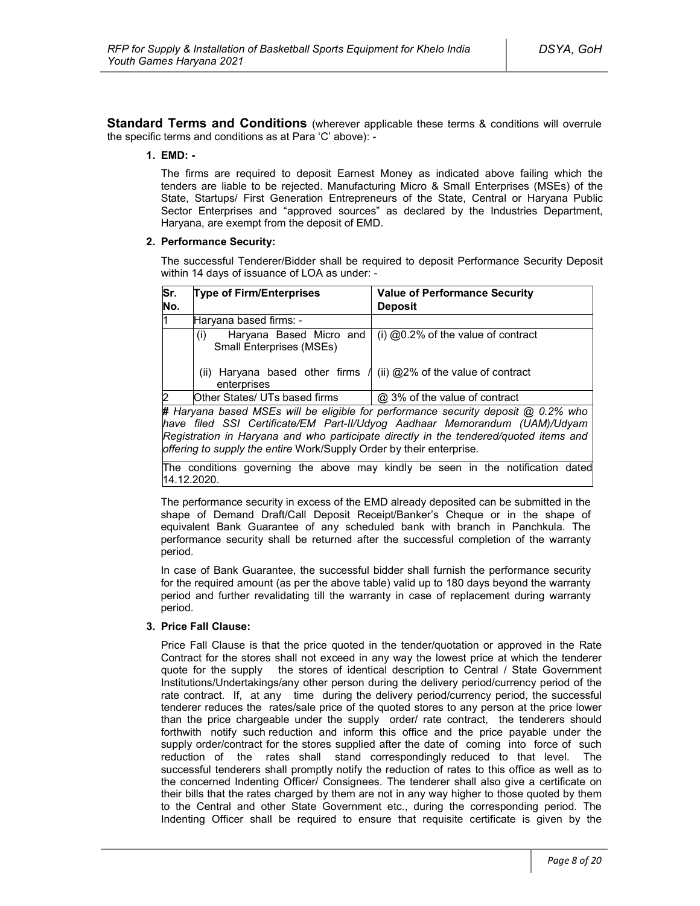**Standard Terms and Conditions** (wherever applicable these terms & conditions will overrule the specific terms and conditions as at Para 'C' above): -

**1. EMD: -**

The firms are required to deposit Earnest Money as indicated above failing which the tenders are liable to be rejected. Manufacturing Micro & Small Enterprises (MSEs) of the State, Startups/ First Generation Entrepreneurs of the State, Central or Haryana Public Sector Enterprises and "approved sources" as declared by the Industries Department, Haryana, are exempt from the deposit of EMD.

**2. Performance Security:**

The successful Tenderer/Bidder shall be required to deposit Performance Security Deposit within 14 days of issuance of LOA as under: -

| Sr. No. | Type of Firm/Enterprises | Value of Performance Security Deposit |
|---|---|---|
| 1 | Haryana based firms: - | |
| | (i) Haryana Based Micro and Small Enterprises (MSEs)<br><br>(ii) Haryana based other firms / enterprises | (i) @0.2% of the value of contract<br><br>(ii) @2% of the value of contract |
| 2 | Other States/ UTs based firms | @ 3% of the value of contract |
| *# Haryana based MSEs will be eligible for performance security deposit @ 0.2% who have filed SSI Certificate/EM Part-II/Udyog Aadhaar Memorandum (UAM)/Udyam Registration in Haryana and who participate directly in the tendered/quoted items and offering to supply the entire* Work/Supply Order by their enterprise. | | |
| The conditions governing the above may kindly be seen in the notification dated 14.12.2020. | | |

The performance security in excess of the EMD already deposited can be submitted in the shape of Demand Draft/Call Deposit Receipt/Banker's Cheque or in the shape of equivalent Bank Guarantee of any scheduled bank with branch in Panchkula. The performance security shall be returned after the successful completion of the warranty period.

In case of Bank Guarantee, the successful bidder shall furnish the performance security for the required amount (as per the above table) valid up to 180 days beyond the warranty period and further revalidating till the warranty in case of replacement during warranty period.

**3. Price Fall Clause:**

Price Fall Clause is that the price quoted in the tender/quotation or approved in the Rate Contract for the stores shall not exceed in any way the lowest price at which the tenderer quote for the supply the stores of identical description to Central / State Government Institutions/Undertakings/any other person during the delivery period/currency period of the rate contract. If, at any time during the delivery period/currency period, the successful tenderer reduces the rates/sale price of the quoted stores to any person at the price lower than the price chargeable under the supply order/ rate contract, the tenderers should forthwith notify such reduction and inform this office and the price payable under the supply order/contract for the stores supplied after the date of coming into force of such reduction of the rates shall stand correspondingly reduced to that level. The successful tenderers shall promptly notify the reduction of rates to this office as well as to the concerned Indenting Officer/ Consignees. The tenderer shall also give a certificate on their bills that the rates charged by them are not in any way higher to those quoted by them to the Central and other State Government etc., during the corresponding period. The Indenting Officer shall be required to ensure that requisite certificate is given by the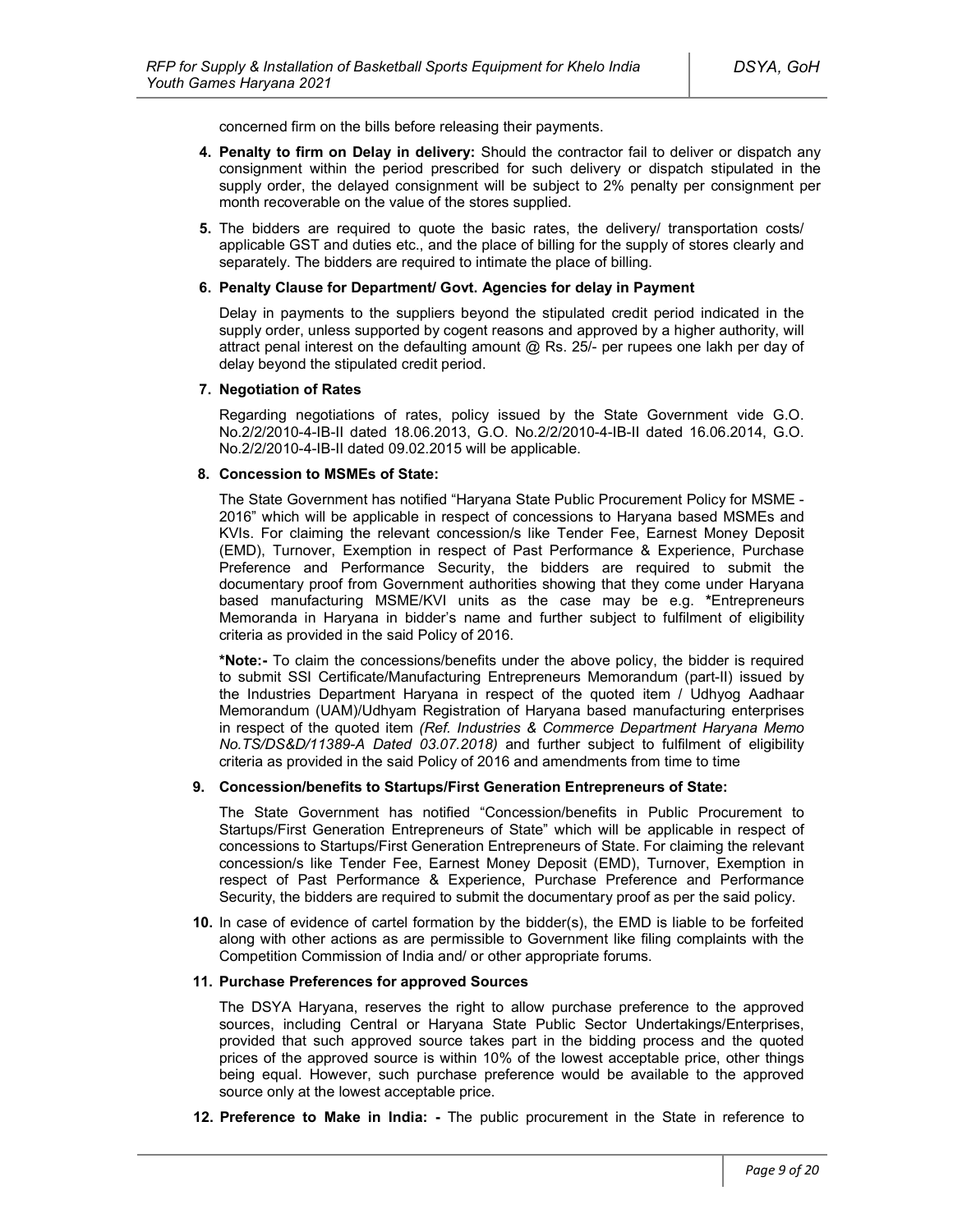concerned firm on the bills before releasing their payments.

4. **Penalty to firm on Delay in delivery:** Should the contractor fail to deliver or dispatch any consignment within the period prescribed for such delivery or dispatch stipulated in the supply order, the delayed consignment will be subject to 2% penalty per consignment per month recoverable on the value of the stores supplied.

5. The bidders are required to quote the basic rates, the delivery/ transportation costs/ applicable GST and duties etc., and the place of billing for the supply of stores clearly and separately. The bidders are required to intimate the place of billing.

6. **Penalty Clause for Department/ Govt. Agencies for delay in Payment**

   Delay in payments to the suppliers beyond the stipulated credit period indicated in the supply order, unless supported by cogent reasons and approved by a higher authority, will attract penal interest on the defaulting amount @ Rs. 25/- per rupees one lakh per day of delay beyond the stipulated credit period.

7. **Negotiation of Rates**

   Regarding negotiations of rates, policy issued by the State Government vide G.O. No.2/2/2010-4-IB-II dated 18.06.2013, G.O. No.2/2/2010-4-IB-II dated 16.06.2014, G.O. No.2/2/2010-4-IB-II dated 09.02.2015 will be applicable.

8. **Concession to MSMEs of State:**

   The State Government has notified "Haryana State Public Procurement Policy for MSME - 2016" which will be applicable in respect of concessions to Haryana based MSMEs and KVIs. For claiming the relevant concession/s like Tender Fee, Earnest Money Deposit (EMD), Turnover, Exemption in respect of Past Performance & Experience, Purchase Preference and Performance Security, the bidders are required to submit the documentary proof from Government authorities showing that they come under Haryana based manufacturing MSME/KVI units as the case may be e.g. **\***Entrepreneurs Memoranda in Haryana in bidder's name and further subject to fulfilment of eligibility criteria as provided in the said Policy of 2016.

   **\*Note:-** To claim the concessions/benefits under the above policy, the bidder is required to submit SSI Certificate/Manufacturing Entrepreneurs Memorandum (part-II) issued by the Industries Department Haryana in respect of the quoted item / Udhyog Aadhaar Memorandum (UAM)/Udhyam Registration of Haryana based manufacturing enterprises in respect of the quoted item *(Ref. Industries & Commerce Department Haryana Memo No.TS/DS&D/11389-A Dated 03.07.2018)* and further subject to fulfilment of eligibility criteria as provided in the said Policy of 2016 and amendments from time to time

9. **Concession/benefits to Startups/First Generation Entrepreneurs of State:**

   The State Government has notified "Concession/benefits in Public Procurement to Startups/First Generation Entrepreneurs of State" which will be applicable in respect of concessions to Startups/First Generation Entrepreneurs of State. For claiming the relevant concession/s like Tender Fee, Earnest Money Deposit (EMD), Turnover, Exemption in respect of Past Performance & Experience, Purchase Preference and Performance Security, the bidders are required to submit the documentary proof as per the said policy.

10. In case of evidence of cartel formation by the bidder(s), the EMD is liable to be forfeited along with other actions as are permissible to Government like filing complaints with the Competition Commission of India and/ or other appropriate forums.

11. **Purchase Preferences for approved Sources**

    The DSYA Haryana, reserves the right to allow purchase preference to the approved sources, including Central or Haryana State Public Sector Undertakings/Enterprises, provided that such approved source takes part in the bidding process and the quoted prices of the approved source is within 10% of the lowest acceptable price, other things being equal. However, such purchase preference would be available to the approved source only at the lowest acceptable price.

12. **Preference to Make in India: -** The public procurement in the State in reference to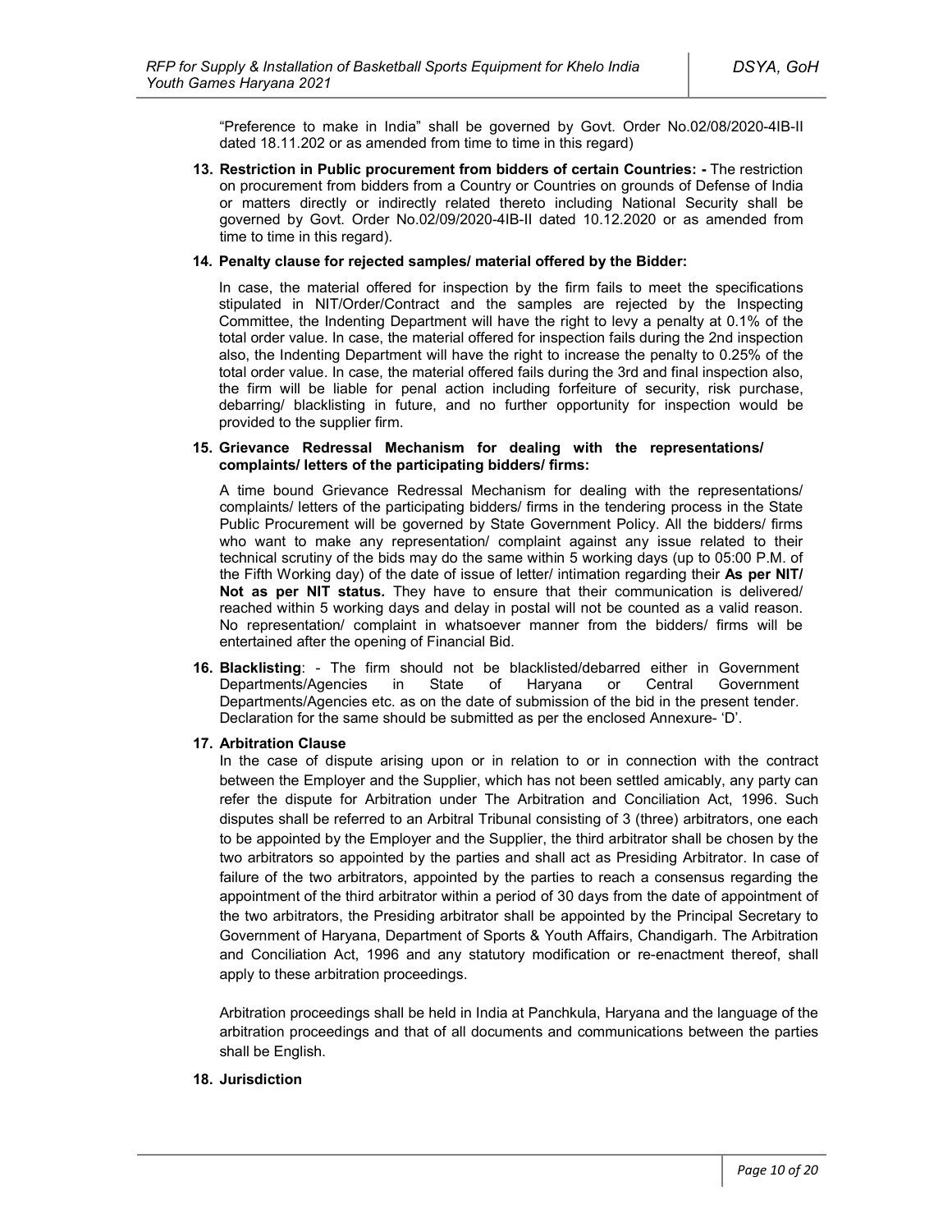"Preference to make in India" shall be governed by Govt. Order No.02/08/2020-4IB-II dated 18.11.202 or as amended from time to time in this regard)

13. **Restriction in Public procurement from bidders of certain Countries: -** The restriction on procurement from bidders from a Country or Countries on grounds of Defense of India or matters directly or indirectly related thereto including National Security shall be governed by Govt. Order No.02/09/2020-4IB-II dated 10.12.2020 or as amended from time to time in this regard).

14. **Penalty clause for rejected samples/ material offered by the Bidder:**

    In case, the material offered for inspection by the firm fails to meet the specifications stipulated in NIT/Order/Contract and the samples are rejected by the Inspecting Committee, the Indenting Department will have the right to levy a penalty at 0.1% of the total order value. In case, the material offered for inspection fails during the 2nd inspection also, the Indenting Department will have the right to increase the penalty to 0.25% of the total order value. In case, the material offered fails during the 3rd and final inspection also, the firm will be liable for penal action including forfeiture of security, risk purchase, debarring/ blacklisting in future, and no further opportunity for inspection would be provided to the supplier firm.

15. **Grievance Redressal Mechanism for dealing with the representations/ complaints/ letters of the participating bidders/ firms:**

    A time bound Grievance Redressal Mechanism for dealing with the representations/ complaints/ letters of the participating bidders/ firms in the tendering process in the State Public Procurement will be governed by State Government Policy. All the bidders/ firms who want to make any representation/ complaint against any issue related to their technical scrutiny of the bids may do the same within 5 working days (up to 05:00 P.M. of the Fifth Working day) of the date of issue of letter/ intimation regarding their **As per NIT/ Not as per NIT status.** They have to ensure that their communication is delivered/ reached within 5 working days and delay in postal will not be counted as a valid reason. No representation/ complaint in whatsoever manner from the bidders/ firms will be entertained after the opening of Financial Bid.

16. **Blacklisting**: - The firm should not be blacklisted/debarred either in Government Departments/Agencies in State of Haryana or Central Government Departments/Agencies etc. as on the date of submission of the bid in the present tender. Declaration for the same should be submitted as per the enclosed Annexure- 'D'.

17. **Arbitration Clause**

    In the case of dispute arising upon or in relation to or in connection with the contract between the Employer and the Supplier, which has not been settled amicably, any party can refer the dispute for Arbitration under The Arbitration and Conciliation Act, 1996. Such disputes shall be referred to an Arbitral Tribunal consisting of 3 (three) arbitrators, one each to be appointed by the Employer and the Supplier, the third arbitrator shall be chosen by the two arbitrators so appointed by the parties and shall act as Presiding Arbitrator. In case of failure of the two arbitrators, appointed by the parties to reach a consensus regarding the appointment of the third arbitrator within a period of 30 days from the date of appointment of the two arbitrators, the Presiding arbitrator shall be appointed by the Principal Secretary to Government of Haryana, Department of Sports & Youth Affairs, Chandigarh. The Arbitration and Conciliation Act, 1996 and any statutory modification or re-enactment thereof, shall apply to these arbitration proceedings.

    Arbitration proceedings shall be held in India at Panchkula, Haryana and the language of the arbitration proceedings and that of all documents and communications between the parties shall be English.

18. **Jurisdiction**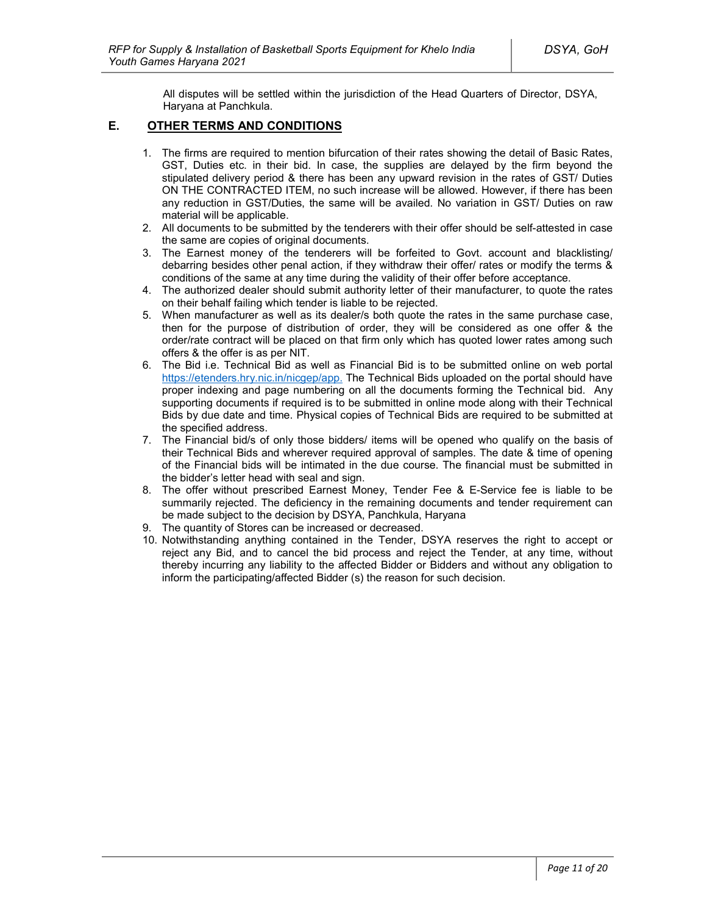All disputes will be settled within the jurisdiction of the Head Quarters of Director, DSYA, Haryana at Panchkula.

## E. OTHER TERMS AND CONDITIONS

1. The firms are required to mention bifurcation of their rates showing the detail of Basic Rates, GST, Duties etc. in their bid. In case, the supplies are delayed by the firm beyond the stipulated delivery period & there has been any upward revision in the rates of GST/ Duties ON THE CONTRACTED ITEM, no such increase will be allowed. However, if there has been any reduction in GST/Duties, the same will be availed. No variation in GST/ Duties on raw material will be applicable.
2. All documents to be submitted by the tenderers with their offer should be self-attested in case the same are copies of original documents.
3. The Earnest money of the tenderers will be forfeited to Govt. account and blacklisting/ debarring besides other penal action, if they withdraw their offer/ rates or modify the terms & conditions of the same at any time during the validity of their offer before acceptance.
4. The authorized dealer should submit authority letter of their manufacturer, to quote the rates on their behalf failing which tender is liable to be rejected.
5. When manufacturer as well as its dealer/s both quote the rates in the same purchase case, then for the purpose of distribution of order, they will be considered as one offer & the order/rate contract will be placed on that firm only which has quoted lower rates among such offers & the offer is as per NIT.
6. The Bid i.e. Technical Bid as well as Financial Bid is to be submitted online on web portal https://etenders.hry.nic.in/nicgep/app. The Technical Bids uploaded on the portal should have proper indexing and page numbering on all the documents forming the Technical bid. Any supporting documents if required is to be submitted in online mode along with their Technical Bids by due date and time. Physical copies of Technical Bids are required to be submitted at the specified address.
7. The Financial bid/s of only those bidders/ items will be opened who qualify on the basis of their Technical Bids and wherever required approval of samples. The date & time of opening of the Financial bids will be intimated in the due course. The financial must be submitted in the bidder's letter head with seal and sign.
8. The offer without prescribed Earnest Money, Tender Fee & E-Service fee is liable to be summarily rejected. The deficiency in the remaining documents and tender requirement can be made subject to the decision by DSYA, Panchkula, Haryana
9. The quantity of Stores can be increased or decreased.
10. Notwithstanding anything contained in the Tender, DSYA reserves the right to accept or reject any Bid, and to cancel the bid process and reject the Tender, at any time, without thereby incurring any liability to the affected Bidder or Bidders and without any obligation to inform the participating/affected Bidder (s) the reason for such decision.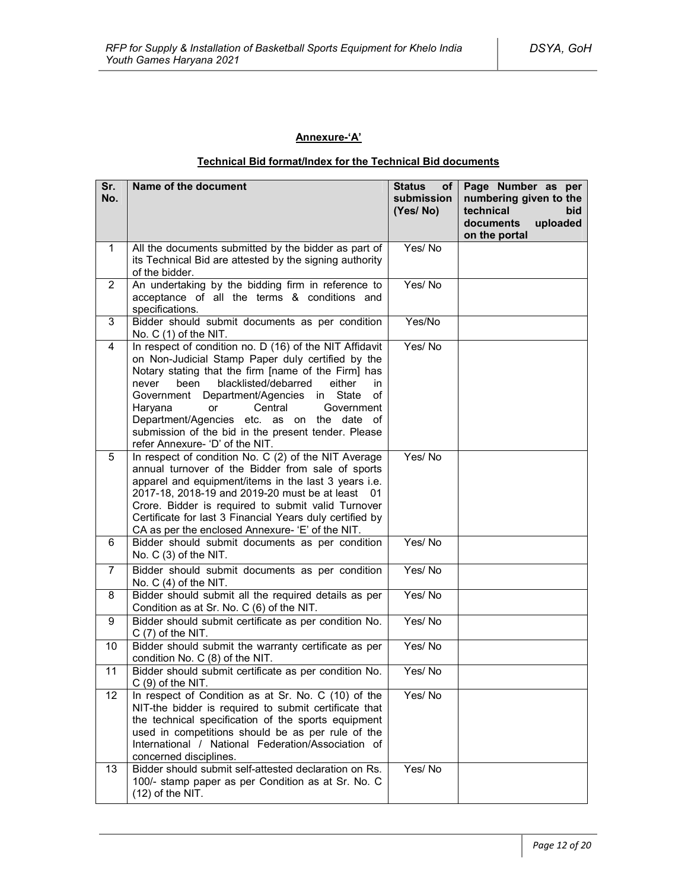## Annexure-'A'

### Technical Bid format/Index for the Technical Bid documents

| Sr. No. | Name of the document | Status of submission (Yes/ No) | Page Number as per numbering given to the technical bid documents uploaded on the portal |
|---|---|---|---|
| 1 | All the documents submitted by the bidder as part of its Technical Bid are attested by the signing authority of the bidder. | Yes/ No | |
| 2 | An undertaking by the bidding firm in reference to acceptance of all the terms & conditions and specifications. | Yes/ No | |
| 3 | Bidder should submit documents as per condition No. C (1) of the NIT. | Yes/No | |
| 4 | In respect of condition no. D (16) of the NIT Affidavit on Non-Judicial Stamp Paper duly certified by the Notary stating that the firm [name of the Firm] has never been blacklisted/debarred either in Government Department/Agencies in State of Haryana or Central Government Department/Agencies etc. as on the date of submission of the bid in the present tender. Please refer Annexure- 'D' of the NIT. | Yes/ No | |
| 5 | In respect of condition No. C (2) of the NIT Average annual turnover of the Bidder from sale of sports apparel and equipment/items in the last 3 years i.e. 2017-18, 2018-19 and 2019-20 must be at least 01 Crore. Bidder is required to submit valid Turnover Certificate for last 3 Financial Years duly certified by CA as per the enclosed Annexure- 'E' of the NIT. | Yes/ No | |
| 6 | Bidder should submit documents as per condition No. C (3) of the NIT. | Yes/ No | |
| 7 | Bidder should submit documents as per condition No. C (4) of the NIT. | Yes/ No | |
| 8 | Bidder should submit all the required details as per Condition as at Sr. No. C (6) of the NIT. | Yes/ No | |
| 9 | Bidder should submit certificate as per condition No. C (7) of the NIT. | Yes/ No | |
| 10 | Bidder should submit the warranty certificate as per condition No. C (8) of the NIT. | Yes/ No | |
| 11 | Bidder should submit certificate as per condition No. C (9) of the NIT. | Yes/ No | |
| 12 | In respect of Condition as at Sr. No. C (10) of the NIT-the bidder is required to submit certificate that the technical specification of the sports equipment used in competitions should be as per rule of the International / National Federation/Association of concerned disciplines. | Yes/ No | |
| 13 | Bidder should submit self-attested declaration on Rs. 100/- stamp paper as per Condition as at Sr. No. C (12) of the NIT. | Yes/ No | |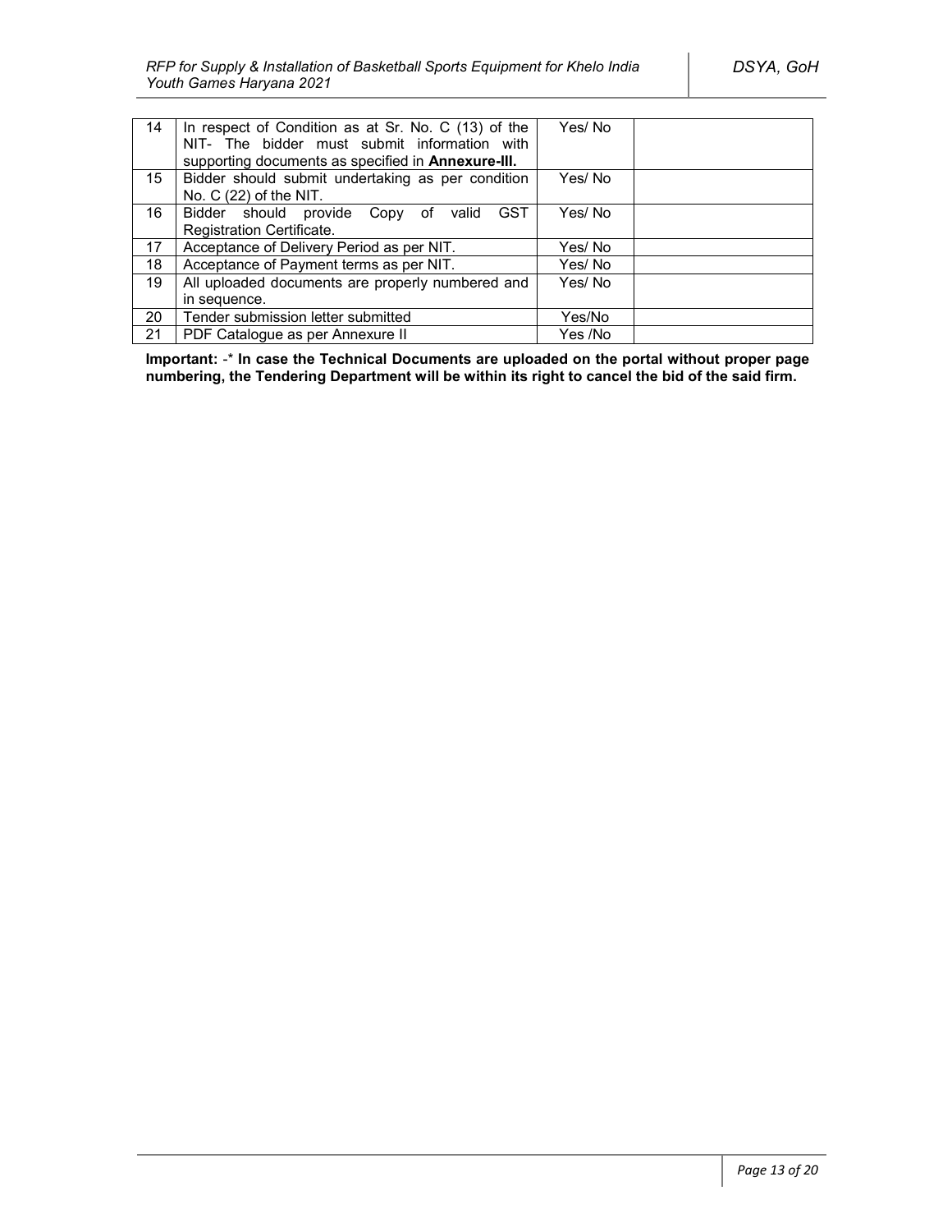| 14 | In respect of Condition as at Sr. No. C (13) of the NIT- The bidder must submit information with supporting documents as specified in **Annexure-III.** | Yes/ No | |
|---|---|---|---|
| 15 | Bidder should submit undertaking as per condition No. C (22) of the NIT. | Yes/ No | |
| 16 | Bidder should provide Copy of valid GST Registration Certificate. | Yes/ No | |
| 17 | Acceptance of Delivery Period as per NIT. | Yes/ No | |
| 18 | Acceptance of Payment terms as per NIT. | Yes/ No | |
| 19 | All uploaded documents are properly numbered and in sequence. | Yes/ No | |
| 20 | Tender submission letter submitted | Yes/No | |
| 21 | PDF Catalogue as per Annexure II | Yes /No | |

**Important:** -* **In case the Technical Documents are uploaded on the portal without proper page numbering, the Tendering Department will be within its right to cancel the bid of the said firm.**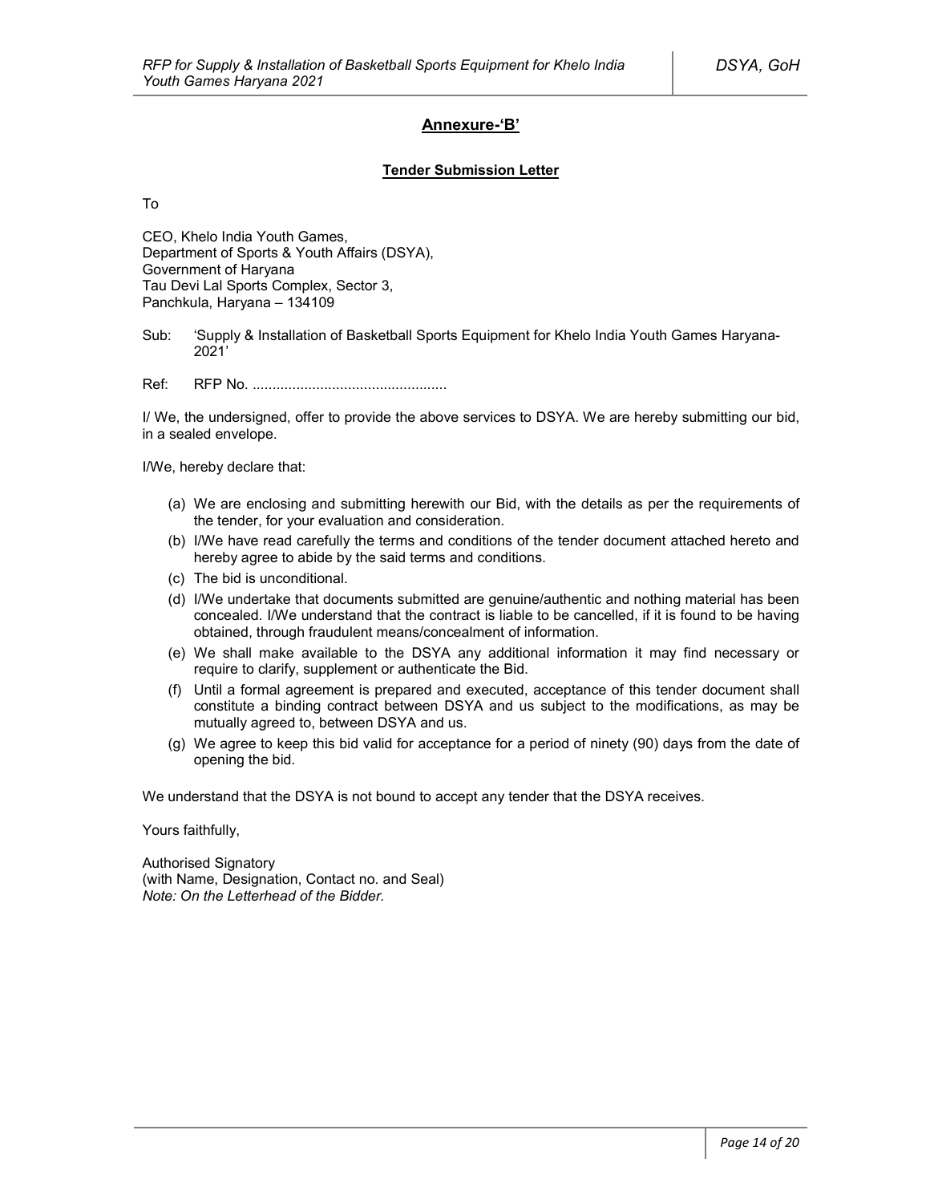## Annexure-'B'

### Tender Submission Letter

To

CEO, Khelo India Youth Games,
Department of Sports & Youth Affairs (DSYA),
Government of Haryana
Tau Devi Lal Sports Complex, Sector 3,
Panchkula, Haryana – 134109

Sub: 'Supply & Installation of Basketball Sports Equipment for Khelo India Youth Games Haryana-2021'

Ref: RFP No. ................................................

I/ We, the undersigned, offer to provide the above services to DSYA. We are hereby submitting our bid, in a sealed envelope.

I/We, hereby declare that:

(a) We are enclosing and submitting herewith our Bid, with the details as per the requirements of the tender, for your evaluation and consideration.
(b) I/We have read carefully the terms and conditions of the tender document attached hereto and hereby agree to abide by the said terms and conditions.
(c) The bid is unconditional.
(d) I/We undertake that documents submitted are genuine/authentic and nothing material has been concealed. I/We understand that the contract is liable to be cancelled, if it is found to be having obtained, through fraudulent means/concealment of information.
(e) We shall make available to the DSYA any additional information it may find necessary or require to clarify, supplement or authenticate the Bid.
(f) Until a formal agreement is prepared and executed, acceptance of this tender document shall constitute a binding contract between DSYA and us subject to the modifications, as may be mutually agreed to, between DSYA and us.
(g) We agree to keep this bid valid for acceptance for a period of ninety (90) days from the date of opening the bid.

We understand that the DSYA is not bound to accept any tender that the DSYA receives.

Yours faithfully,

Authorised Signatory
(with Name, Designation, Contact no. and Seal)
*Note: On the Letterhead of the Bidder.*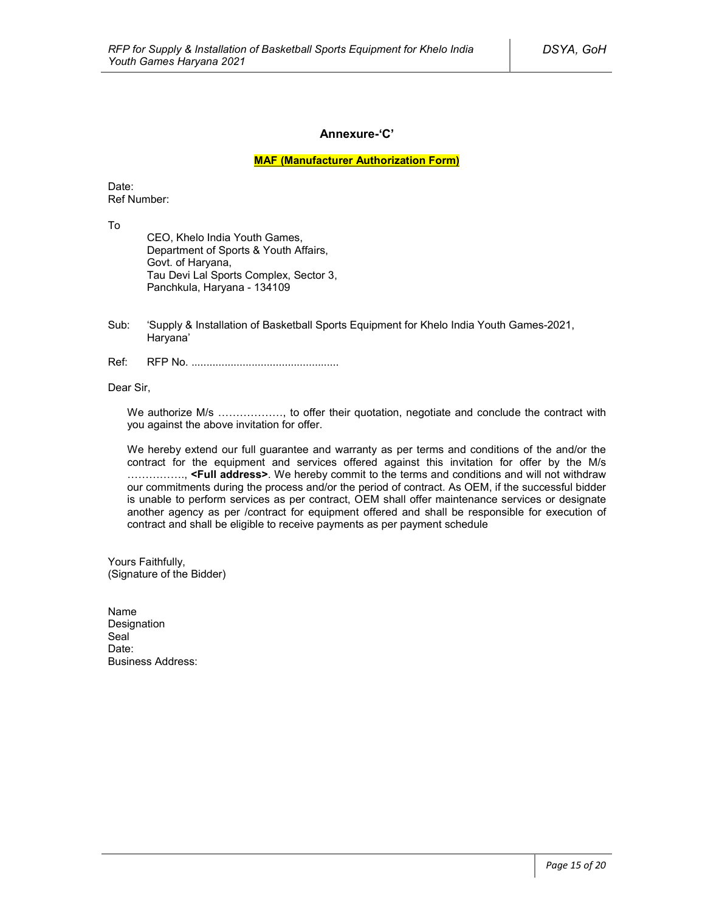## Annexure-'C'

**MAF (Manufacturer Authorization Form)**

Date:
Ref Number:

To

CEO, Khelo India Youth Games,
Department of Sports & Youth Affairs,
Govt. of Haryana,
Tau Devi Lal Sports Complex, Sector 3,
Panchkula, Haryana - 134109

Sub: 'Supply & Installation of Basketball Sports Equipment for Khelo India Youth Games-2021, Haryana'

Ref: RFP No. ................................................

Dear Sir,

We authorize M/s ………………, to offer their quotation, negotiate and conclude the contract with you against the above invitation for offer.

We hereby extend our full guarantee and warranty as per terms and conditions of the and/or the contract for the equipment and services offered against this invitation for offer by the M/s ……………., **<Full address>**. We hereby commit to the terms and conditions and will not withdraw our commitments during the process and/or the period of contract. As OEM, if the successful bidder is unable to perform services as per contract, OEM shall offer maintenance services or designate another agency as per /contract for equipment offered and shall be responsible for execution of contract and shall be eligible to receive payments as per payment schedule

Yours Faithfully,
(Signature of the Bidder)

Name
Designation
Seal
Date:
Business Address: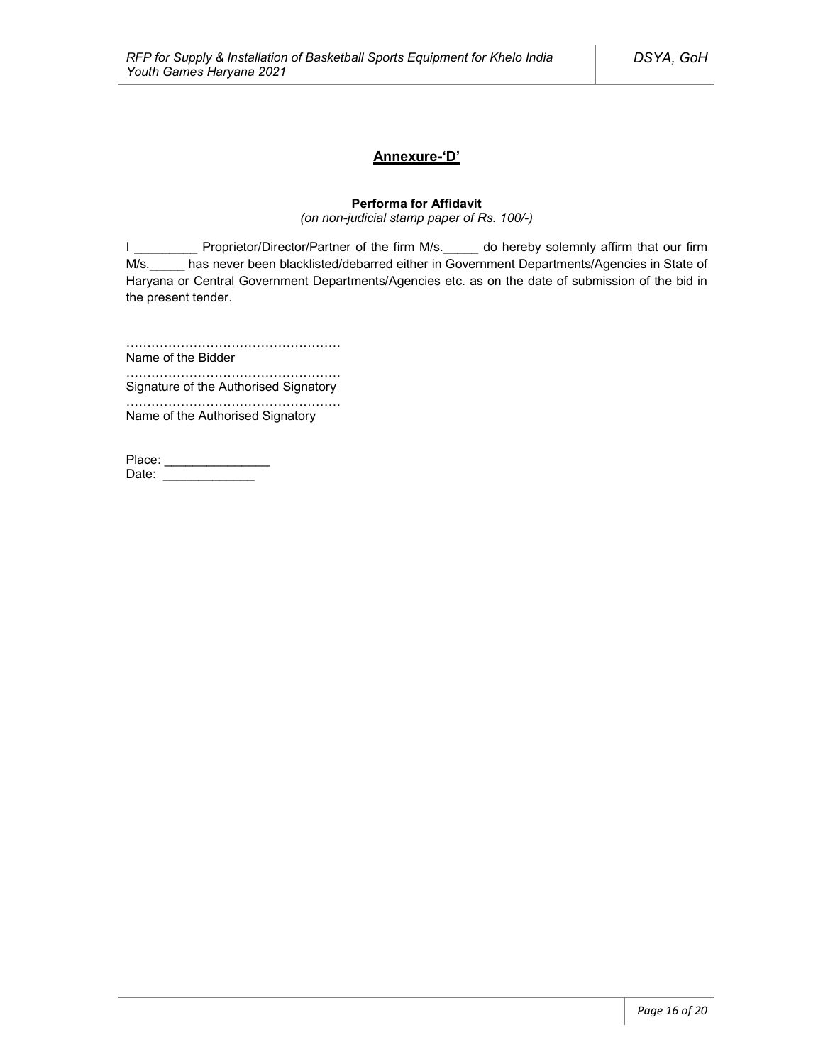## **Annexure-'D'**

**Performa for Affidavit**

*(on non-judicial stamp paper of Rs. 100/-)*

I _________ Proprietor/Director/Partner of the firm M/s._____ do hereby solemnly affirm that our firm M/s._____ has never been blacklisted/debarred either in Government Departments/Agencies in State of Haryana or Central Government Departments/Agencies etc. as on the date of submission of the bid in the present tender.

……………………………………………
Name of the Bidder

……………………………………………
Signature of the Authorised Signatory

……………………………………………
Name of the Authorised Signatory

Place: _______________
Date: _____________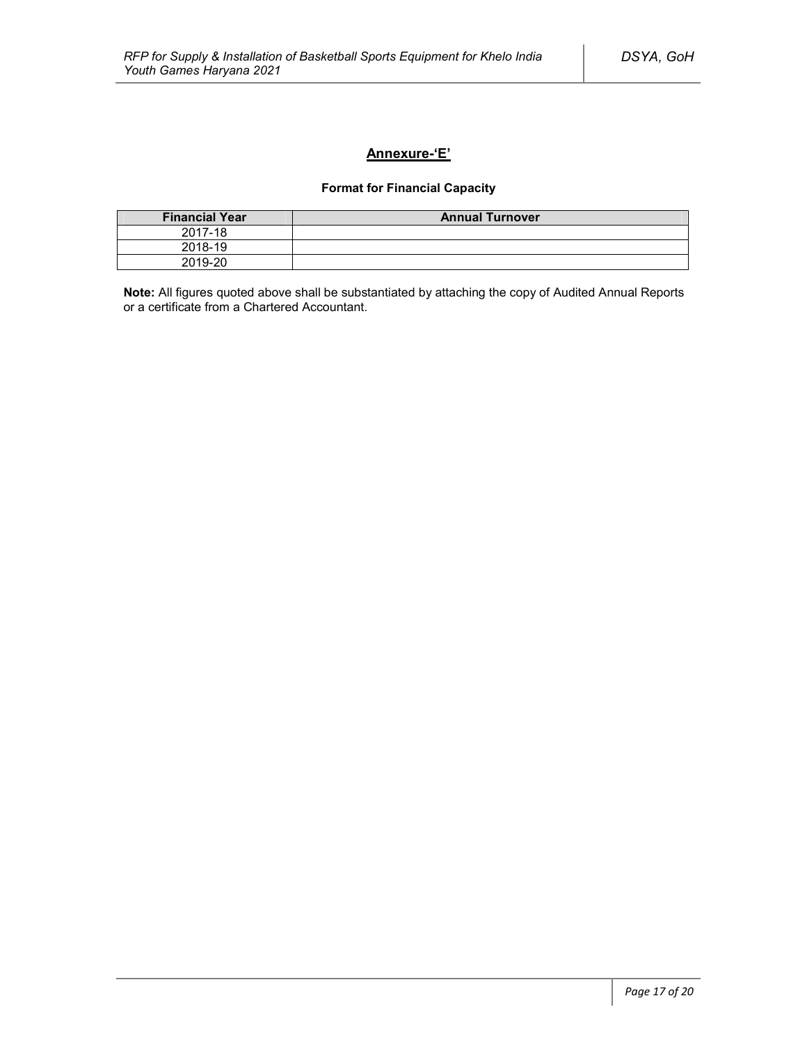## Annexure-'E'

**Format for Financial Capacity**

| Financial Year | Annual Turnover |
|---|---|
| 2017-18 | |
| 2018-19 | |
| 2019-20 | |

**Note:** All figures quoted above shall be substantiated by attaching the copy of Audited Annual Reports or a certificate from a Chartered Accountant.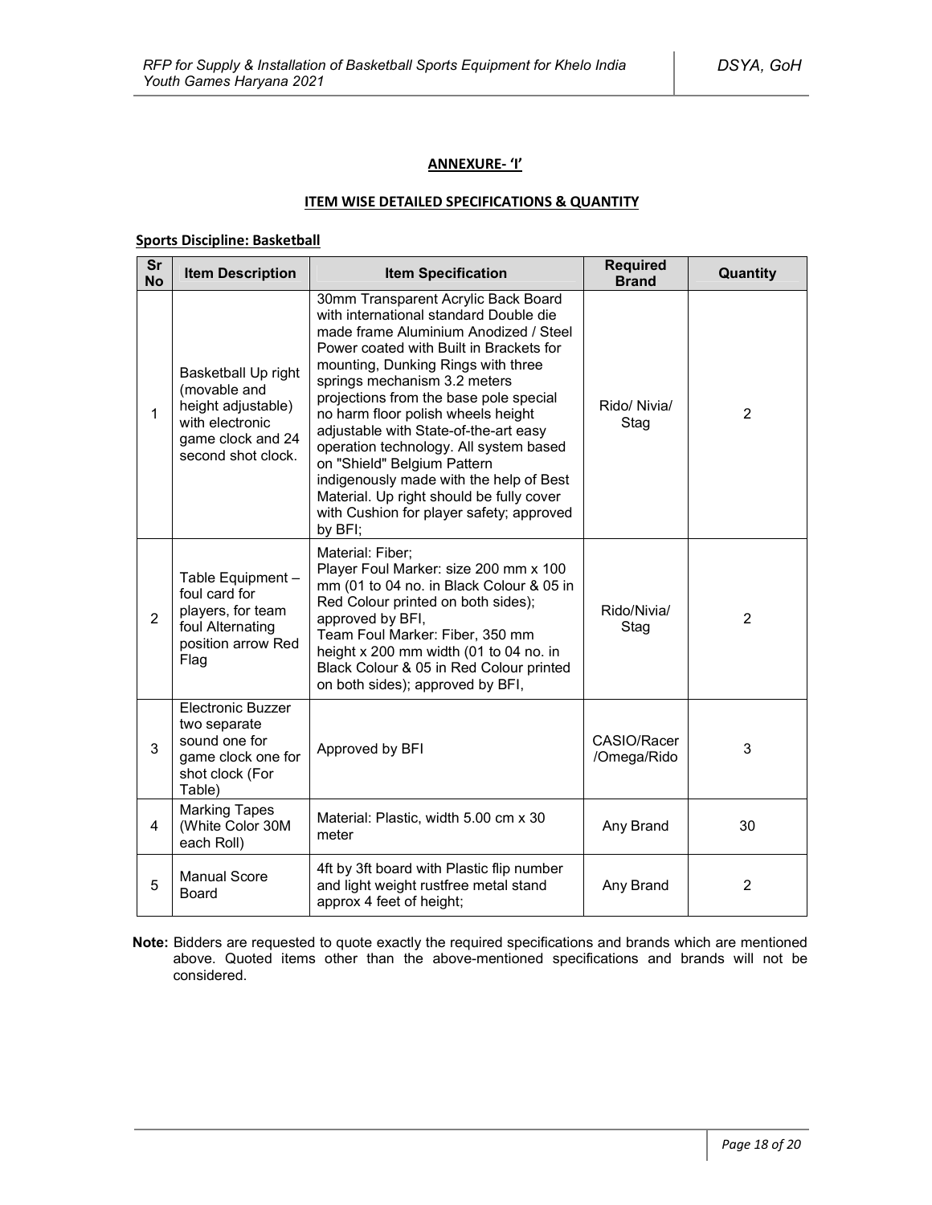## ANNEXURE- 'I'

### ITEM WISE DETAILED SPECIFICATIONS & QUANTITY

**Sports Discipline: Basketball**

| Sr No | Item Description | Item Specification | Required Brand | Quantity |
|---|---|---|---|---|
| 1 | Basketball Up right (movable and height adjustable) with electronic game clock and 24 second shot clock. | 30mm Transparent Acrylic Back Board with international standard Double die made frame Aluminium Anodized / Steel Power coated with Built in Brackets for mounting, Dunking Rings with three springs mechanism 3.2 meters projections from the base pole special no harm floor polish wheels height adjustable with State-of-the-art easy operation technology. All system based on "Shield" Belgium Pattern indigenously made with the help of Best Material. Up right should be fully cover with Cushion for player safety; approved by BFI; | Rido/ Nivia/ Stag | 2 |
| 2 | Table Equipment – foul card for players, for team foul Alternating position arrow Red Flag | Material: Fiber; Player Foul Marker: size 200 mm x 100 mm (01 to 04 no. in Black Colour & 05 in Red Colour printed on both sides); approved by BFI, Team Foul Marker: Fiber, 350 mm height x 200 mm width (01 to 04 no. in Black Colour & 05 in Red Colour printed on both sides); approved by BFI, | Rido/Nivia/ Stag | 2 |
| 3 | Electronic Buzzer two separate sound one for game clock one for shot clock (For Table) | Approved by BFI | CASIO/Racer /Omega/Rido | 3 |
| 4 | Marking Tapes (White Color 30M each Roll) | Material: Plastic, width 5.00 cm x 30 meter | Any Brand | 30 |
| 5 | Manual Score Board | 4ft by 3ft board with Plastic flip number and light weight rustfree metal stand approx 4 feet of height; | Any Brand | 2 |

**Note:** Bidders are requested to quote exactly the required specifications and brands which are mentioned above. Quoted items other than the above-mentioned specifications and brands will not be considered.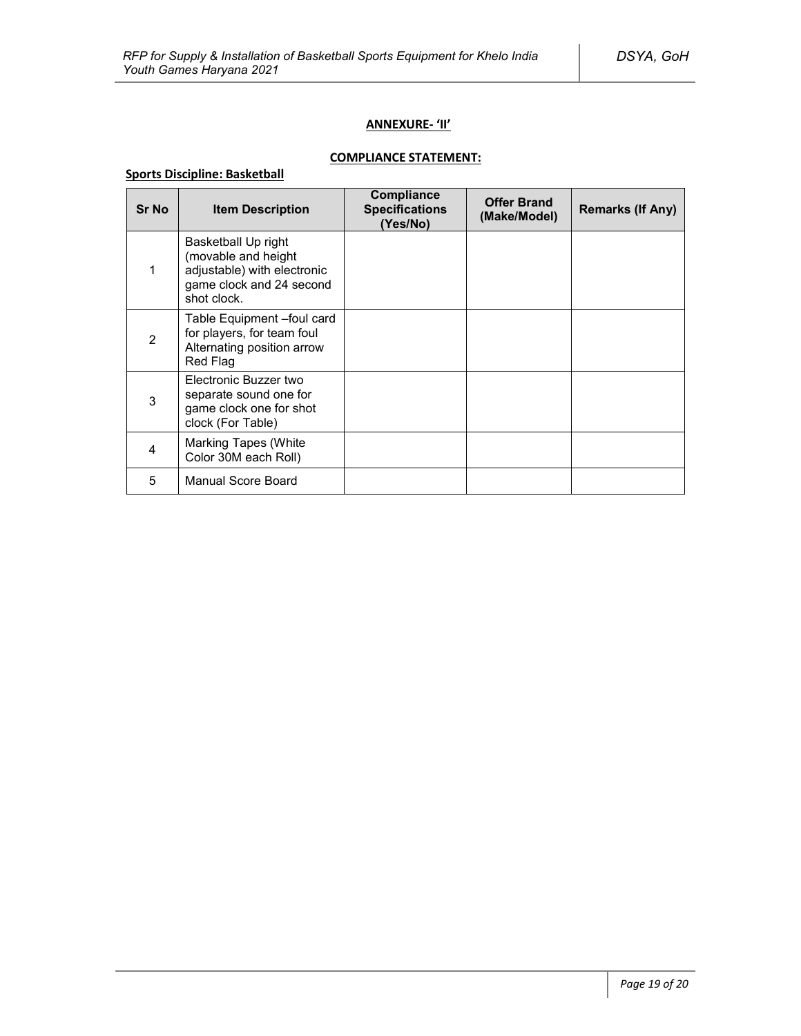**ANNEXURE- 'II'**

**COMPLIANCE STATEMENT:**

**Sports Discipline: Basketball**

| Sr No | Item Description | Compliance Specifications (Yes/No) | Offer Brand (Make/Model) | Remarks (If Any) |
|---|---|---|---|---|
| 1 | Basketball Up right (movable and height adjustable) with electronic game clock and 24 second shot clock. | | | |
| 2 | Table Equipment –foul card for players, for team foul Alternating position arrow Red Flag | | | |
| 3 | Electronic Buzzer two separate sound one for game clock one for shot clock (For Table) | | | |
| 4 | Marking Tapes (White Color 30M each Roll) | | | |
| 5 | Manual Score Board | | | |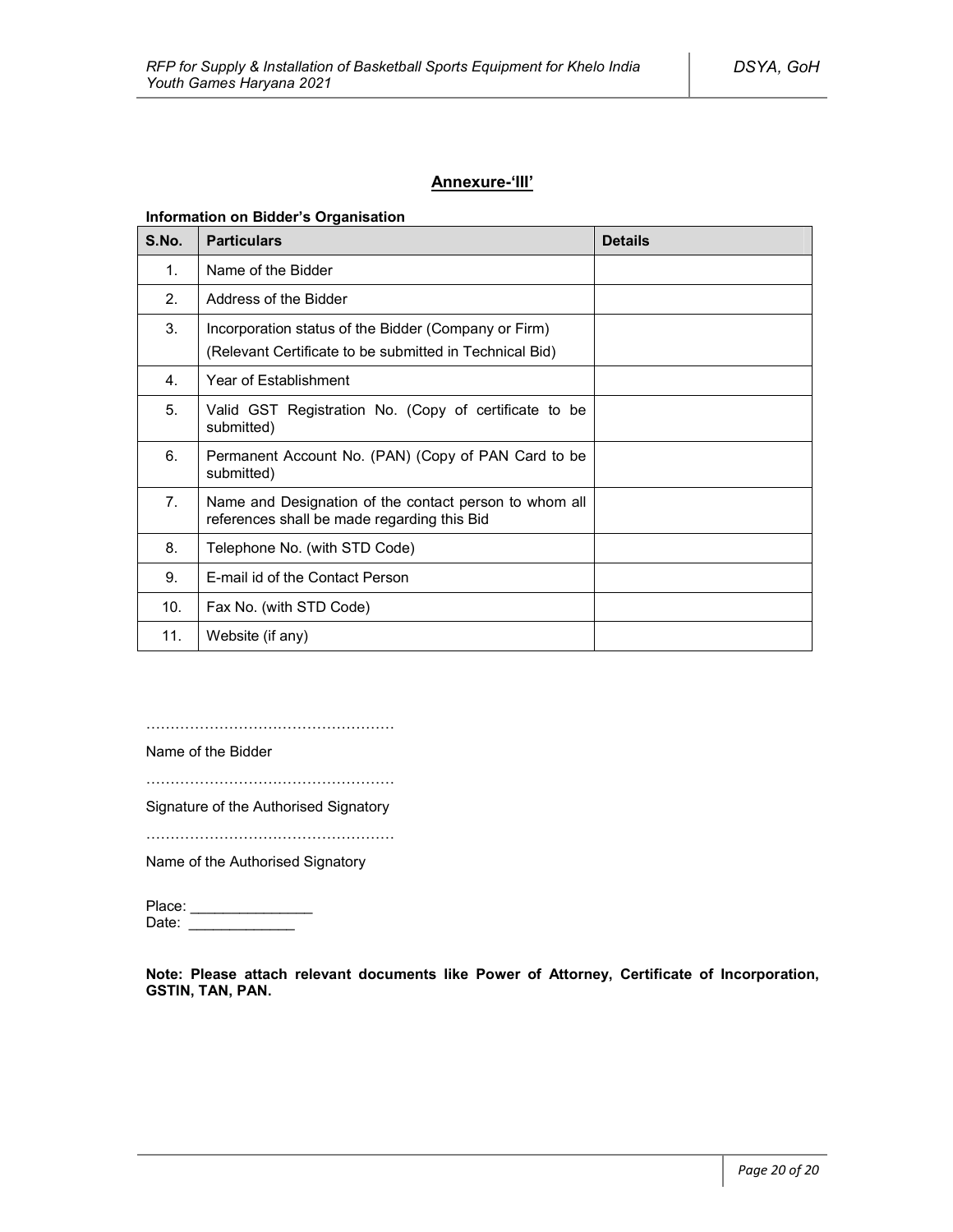## Annexure-'III'

**Information on Bidder's Organisation**

| S.No. | Particulars | Details |
|---|---|---|
| 1. | Name of the Bidder | |
| 2. | Address of the Bidder | |
| 3. | Incorporation status of the Bidder (Company or Firm) (Relevant Certificate to be submitted in Technical Bid) | |
| 4. | Year of Establishment | |
| 5. | Valid GST Registration No. (Copy of certificate to be submitted) | |
| 6. | Permanent Account No. (PAN) (Copy of PAN Card to be submitted) | |
| 7. | Name and Designation of the contact person to whom all references shall be made regarding this Bid | |
| 8. | Telephone No. (with STD Code) | |
| 9. | E-mail id of the Contact Person | |
| 10. | Fax No. (with STD Code) | |
| 11. | Website (if any) | |

……………………………………………

Name of the Bidder

……………………………………………

Signature of the Authorised Signatory

……………………………………………

Name of the Authorised Signatory

Place: _______________
Date: _____________

**Note: Please attach relevant documents like Power of Attorney, Certificate of Incorporation, GSTIN, TAN, PAN.**